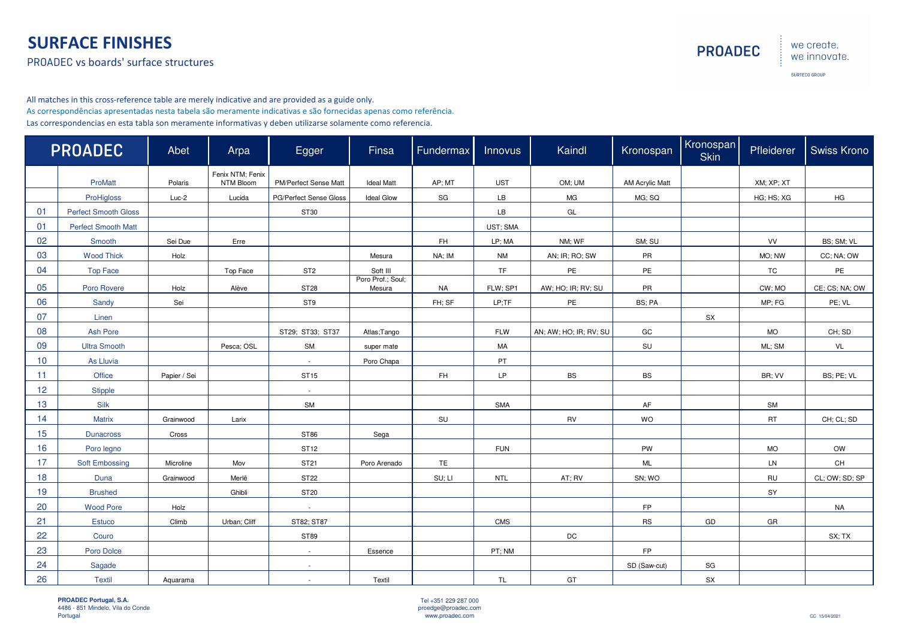# SURFACE FINISHES

PROADEC vs boards' surface structures

All matches in this cross-reference table are merely indicative and are provided as a guide only.
As correspondências apresentadas nesta tabela são meramente indicativas e são fornecidas apenas como referência.
Las correspondencias en esta tabla son meramente informativas y deben utilizarse solamente como referencia.

| PROADEC | | Abet | Arpa | Egger | Finsa | Fundermax | Innovus | Kaindl | Kronospan | Kronospan Skin | Pfleiderer | Swiss Krono |
|---|---|---|---|---|---|---|---|---|---|---|---|---|
| | ProMatt | Polaris | Fenix NTM; Fenix NTM Bloom | PM/Perfect Sense Matt | Ideal Matt | AP; MT | UST | OM; UM | AM Acrylic Matt | | XM; XP; XT | |
| | ProHigloss | Luc-2 | Lucida | PG/Perfect Sense Gloss | Ideal Glow | SG | LB | MG | MG; SQ | | HG; HS; XG | HG |
| 01 | Perfect Smooth Gloss | | | ST30 | | | LB | GL | | | | |
| 01 | Perfect Smooth Matt | | | | | | UST; SMA | | | | | |
| 02 | Smooth | Sei Due | Erre | | | FH | LP; MA | NM; WF | SM; SU | | VV | BS; SM; VL |
| 03 | Wood Thick | Holz | | | Mesura | NA; IM | NM | AN; IR; RO; SW | PR | | MO; NW | CC; NA; OW |
| 04 | Top Face | | Top Face | ST2 | Soft III | | TF | PE | PE | | TC | PE |
| 05 | Poro Rovere | Holz | Alève | ST28 | Poro Prof.; Soul; Mesura | NA | FLW; SP1 | AW; HO; IR; RV; SU | PR | | CW; MO | CE; CS; NA; OW |
| 06 | Sandy | Sei | | ST9 | | FH; SF | LP;TF | PE | BS; PA | | MP; FG | PE; VL |
| 07 | Linen | | | | | | | | | SX | | |
| 08 | Ash Pore | | | ST29; ST33; ST37 | Atlas;Tango | | FLW | AN; AW; HO; IR; RV; SU | GC | | MO | CH; SD |
| 09 | Ultra Smooth | | Pesca; OSL | SM | super mate | | MA | | SU | | ML; SM | VL |
| 10 | As Lluvia | | | - | Poro Chapa | | PT | | | | | |
| 11 | Office | Papier / Sei | | ST15 | | FH | LP | BS | BS | | BR; VV | BS; PE; VL |
| 12 | Stipple | | | - | | | | | | | | |
| 13 | Silk | | | SM | | | SMA | | AF | | SM | |
| 14 | Matrix | Grainwood | Larix | | | SU | | RV | WO | | RT | CH; CL; SD |
| 15 | Dunacross | Cross | | ST86 | Sega | | | | | | | |
| 16 | Poro legno | | | ST12 | | | FUN | | PW | | MO | OW |
| 17 | Soft Embossing | Microline | Mov | ST21 | Poro Arenado | TE | | | ML | | LN | CH |
| 18 | Duna | Grainwood | Merlê | ST22 | | SU; LI | NTL | AT; RV | SN; WO | | RU | CL; OW; SD; SP |
| 19 | Brushed | | Ghibli | ST20 | | | | | | | SY | |
| 20 | Wood Pore | Holz | | - | | | | | FP | | | NA |
| 21 | Estuco | Climb | Urban; Cliff | ST82; ST87 | | | CMS | | RS | GD | GR | |
| 22 | Couro | | | ST89 | | | | DC | | | | SX; TX |
| 23 | Poro Dolce | | | - | Essence | | PT; NM | | FP | | | |
| 24 | Sagade | | | - | | | | | SD (Saw-cut) | SG | | |
| 26 | Textil | Aquarama | | - | Textil | | TL | GT | | SX | | |

**PROADEC Portugal, S.A.**
4486 - 851 Mindelo, Vila do Conde
Portugal

Tel +351 229 287 000
proedge@proadec.com
www.proadec.com

CC 15/04/2021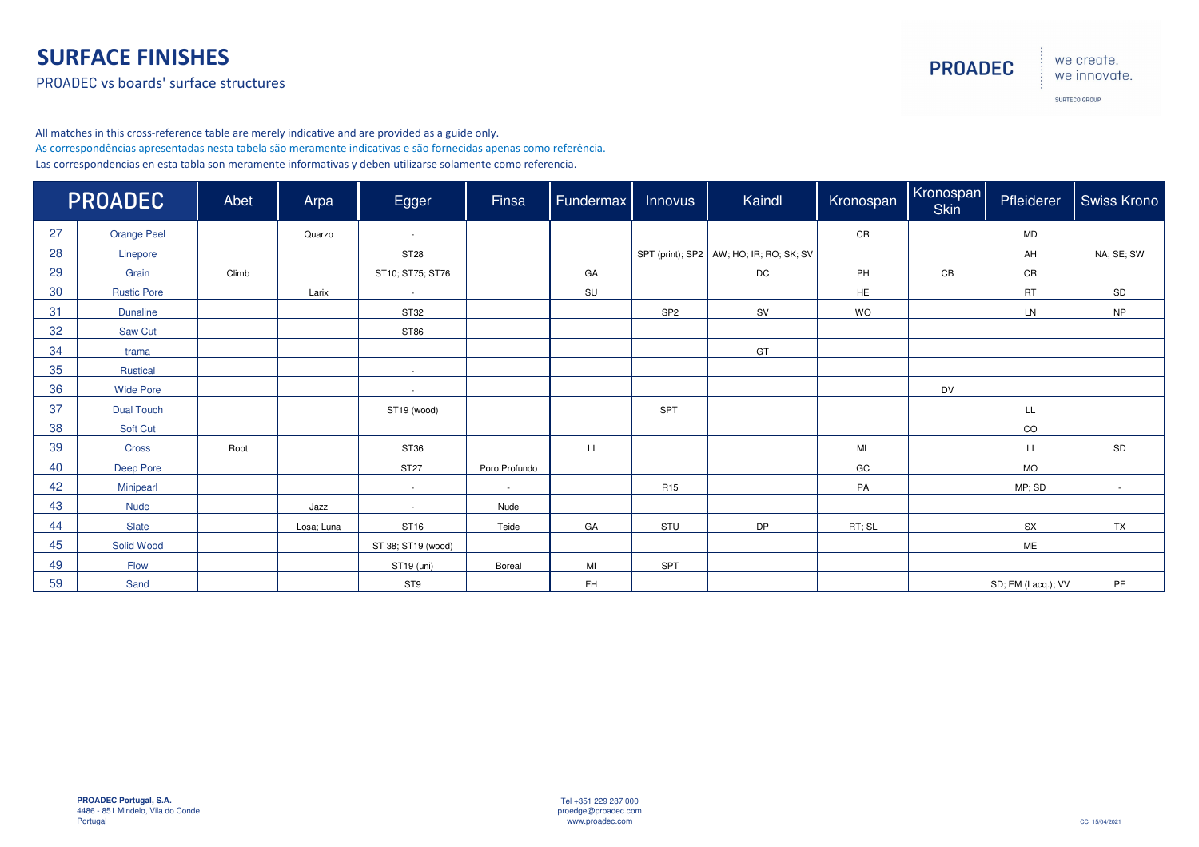# SURFACE FINISHES

PROADEC vs boards' surface structures

PROADEC | we create. we innovate. | SURTECO GROUP

All matches in this cross-reference table are merely indicative and are provided as a guide only.

As correspondências apresentadas nesta tabela são meramente indicativas e são fornecidas apenas como referência.

Las correspondencias en esta tabla son meramente informativas y deben utilizarse solamente como referencia.

| PROADEC | | Abet | Arpa | Egger | Finsa | Fundermax | Innovus | Kaindl | Kronospan | Kronospan Skin | Pfleiderer | Swiss Krono |
|---|---|---|---|---|---|---|---|---|---|---|---|---|
| 27 | Orange Peel | | Quarzo | - | | | | | CR | | MD | |
| 28 | Linepore | | | ST28 | | | SPT (print); SP2 | AW; HO; IR; RO; SK; SV | | | AH | NA; SE; SW |
| 29 | Grain | Climb | | ST10; ST75; ST76 | | GA | | DC | PH | CB | CR | |
| 30 | Rustic Pore | | Larix | - | | SU | | | HE | | RT | SD |
| 31 | Dunaline | | | ST32 | | | SP2 | SV | WO | | LN | NP |
| 32 | Saw Cut | | | ST86 | | | | | | | | |
| 34 | trama | | | | | | | GT | | | | |
| 35 | Rustical | | | - | | | | | | | | |
| 36 | Wide Pore | | | - | | | | | | DV | | |
| 37 | Dual Touch | | | ST19 (wood) | | | SPT | | | | LL | |
| 38 | Soft Cut | | | | | | | | | | CO | |
| 39 | Cross | Root | | ST36 | | LI | | | ML | | LI | SD |
| 40 | Deep Pore | | | ST27 | Poro Profundo | | | | GC | | MO | |
| 42 | Minipearl | | | - | - | | R15 | | PA | | MP; SD | - |
| 43 | Nude | | Jazz | - | Nude | | | | | | | |
| 44 | Slate | | Losa; Luna | ST16 | Teide | GA | STU | DP | RT; SL | | SX | TX |
| 45 | Solid Wood | | | ST 38; ST19 (wood) | | | | | | | ME | |
| 49 | Flow | | | ST19 (uni) | Boreal | MI | SPT | | | | | |
| 59 | Sand | | | ST9 | | FH | | | | | SD; EM (Lacq.); VV | PE |

**PROADEC Portugal, S.A.**
4486 - 851 Mindelo, Vila do Conde
Portugal

Tel +351 229 287 000
proedge@proadec.com
www.proadec.com

CC 15/04/2021